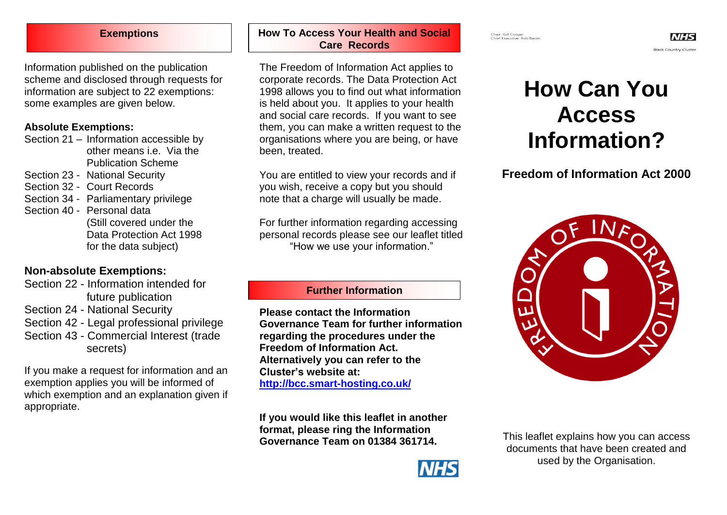## Exemptions

Information published on the publication scheme and disclosed through requests for information are subject to 22 exemptions: some examples are given below.

**Absolute Exemptions:**

- Section 21 – Information accessible by other means i.e. Via the Publication Scheme
- Section 23 - National Security
- Section 32 - Court Records
- Section 34 - Parliamentary privilege
- Section 40 - Personal data (Still covered under the Data Protection Act 1998 for the data subject)

**Non-absolute Exemptions:**

- Section 22 - Information intended for future publication
- Section 24 - National Security
- Section 42 - Legal professional privilege
- Section 43 - Commercial Interest (trade secrets)

If you make a request for information and an exemption applies you will be informed of which exemption and an explanation given if appropriate.

## How To Access Your Health and Social Care Records

The Freedom of Information Act applies to corporate records. The Data Protection Act 1998 allows you to find out what information is held about you. It applies to your health and social care records. If you want to see them, you can make a written request to the organisations where you are being, or have been, treated.

You are entitled to view your records and if you wish, receive a copy but you should note that a charge will usually be made.

For further information regarding accessing personal records please see our leaflet titled "How we use your information."

## Further Information

**Please contact the Information Governance Team for further information regarding the procedures under the Freedom of Information Act. Alternatively you can refer to the Cluster's website at:**
**[http://bcc.smart-hosting.co.uk/](http://bcc.smart-hosting.co.uk/)**

**If you would like this leaflet in another format, please ring the Information Governance Team on 01384 361714.**

NHS

Chair: Gill Cooper
Chief Executive: Rob Bacon

NHS
Black Country Cluster

# How Can You Access Information?

## Freedom of Information Act 2000

FREEDOM OF INFORMATION

This leaflet explains how you can access documents that have been created and used by the Organisation.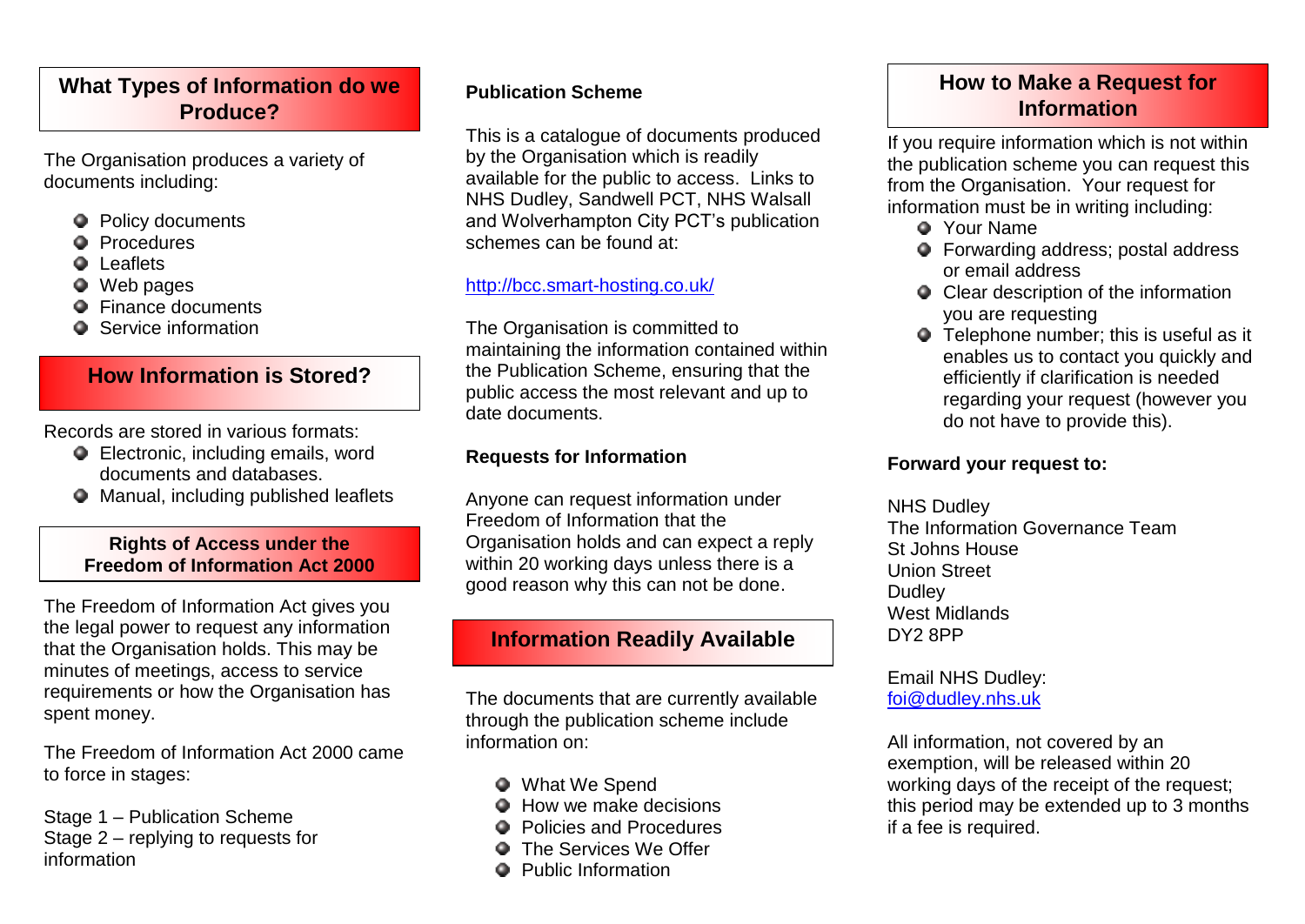## What Types of Information do we Produce?

The Organisation produces a variety of documents including:

- Policy documents
- Procedures
- Leaflets
- Web pages
- Finance documents
- Service information

## How Information is Stored?

Records are stored in various formats:

- Electronic, including emails, word documents and databases.
- Manual, including published leaflets

## Rights of Access under the Freedom of Information Act 2000

The Freedom of Information Act gives you the legal power to request any information that the Organisation holds. This may be minutes of meetings, access to service requirements or how the Organisation has spent money.

The Freedom of Information Act 2000 came to force in stages:

Stage 1 – Publication Scheme
Stage 2 – replying to requests for information

**Publication Scheme**

This is a catalogue of documents produced by the Organisation which is readily available for the public to access. Links to NHS Dudley, Sandwell PCT, NHS Walsall and Wolverhampton City PCT's publication schemes can be found at:

http://bcc.smart-hosting.co.uk/

The Organisation is committed to maintaining the information contained within the Publication Scheme, ensuring that the public access the most relevant and up to date documents.

**Requests for Information**

Anyone can request information under Freedom of Information that the Organisation holds and can expect a reply within 20 working days unless there is a good reason why this can not be done.

## Information Readily Available

The documents that are currently available through the publication scheme include information on:

- What We Spend
- How we make decisions
- Policies and Procedures
- The Services We Offer
- Public Information

## How to Make a Request for Information

If you require information which is not within the publication scheme you can request this from the Organisation. Your request for information must be in writing including:

- Your Name
- Forwarding address; postal address or email address
- Clear description of the information you are requesting
- Telephone number; this is useful as it enables us to contact you quickly and efficiently if clarification is needed regarding your request (however you do not have to provide this).

**Forward your request to:**

NHS Dudley
The Information Governance Team
St Johns House
Union Street
Dudley
West Midlands
DY2 8PP

Email NHS Dudley:
foi@dudley.nhs.uk

All information, not covered by an exemption, will be released within 20 working days of the receipt of the request; this period may be extended up to 3 months if a fee is required.